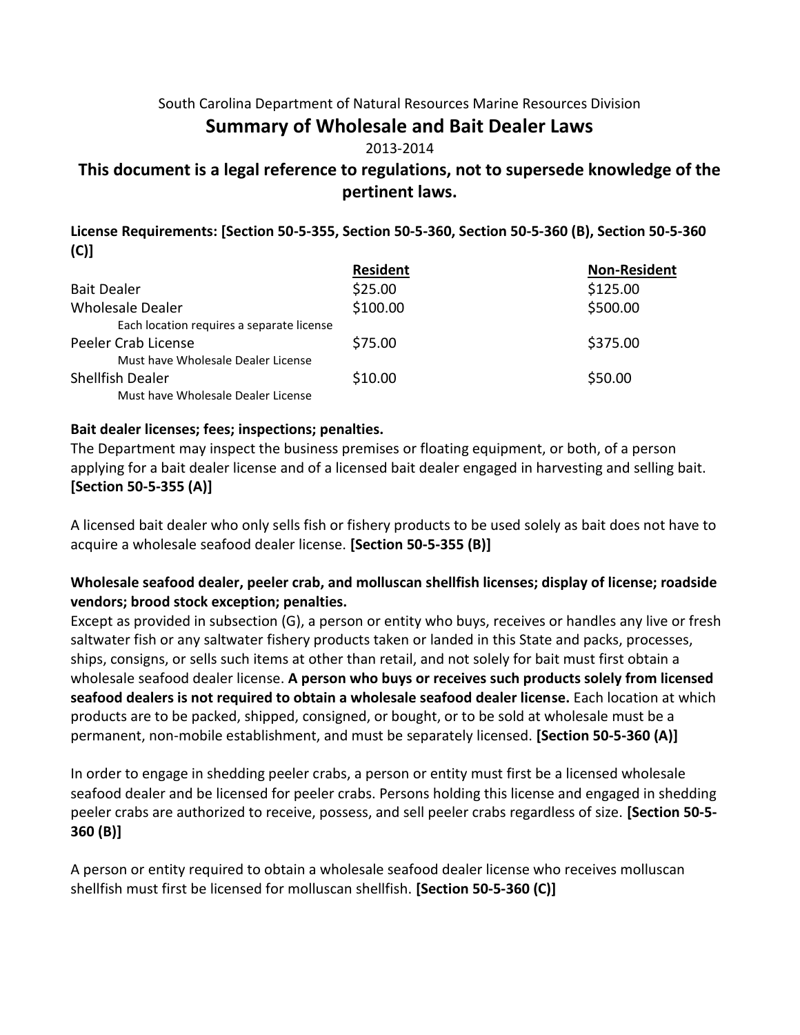South Carolina Department of Natural Resources Marine Resources Division

# Summary of Wholesale and Bait Dealer Laws

2013-2014

## This document is a legal reference to regulations, not to supersede knowledge of the pertinent laws.

**License Requirements: [Section 50-5-355, Section 50-5-360, Section 50-5-360 (B), Section 50-5-360 (C)]**

| | Resident | Non-Resident |
|---|---|---|
| Bait Dealer | $25.00 | $125.00 |
| Wholesale Dealer<br>Each location requires a separate license | $100.00 | $500.00 |
| Peeler Crab License<br>Must have Wholesale Dealer License | $75.00 | $375.00 |
| Shellfish Dealer<br>Must have Wholesale Dealer License | $10.00 | $50.00 |

**Bait dealer licenses; fees; inspections; penalties.**

The Department may inspect the business premises or floating equipment, or both, of a person applying for a bait dealer license and of a licensed bait dealer engaged in harvesting and selling bait. **[Section 50-5-355 (A)]**

A licensed bait dealer who only sells fish or fishery products to be used solely as bait does not have to acquire a wholesale seafood dealer license. **[Section 50-5-355 (B)]**

**Wholesale seafood dealer, peeler crab, and molluscan shellfish licenses; display of license; roadside vendors; brood stock exception; penalties.**

Except as provided in subsection (G), a person or entity who buys, receives or handles any live or fresh saltwater fish or any saltwater fishery products taken or landed in this State and packs, processes, ships, consigns, or sells such items at other than retail, and not solely for bait must first obtain a wholesale seafood dealer license. **A person who buys or receives such products solely from licensed seafood dealers is not required to obtain a wholesale seafood dealer license.** Each location at which products are to be packed, shipped, consigned, or bought, or to be sold at wholesale must be a permanent, non-mobile establishment, and must be separately licensed. **[Section 50-5-360 (A)]**

In order to engage in shedding peeler crabs, a person or entity must first be a licensed wholesale seafood dealer and be licensed for peeler crabs. Persons holding this license and engaged in shedding peeler crabs are authorized to receive, possess, and sell peeler crabs regardless of size. **[Section 50-5-360 (B)]**

A person or entity required to obtain a wholesale seafood dealer license who receives molluscan shellfish must first be licensed for molluscan shellfish. **[Section 50-5-360 (C)]**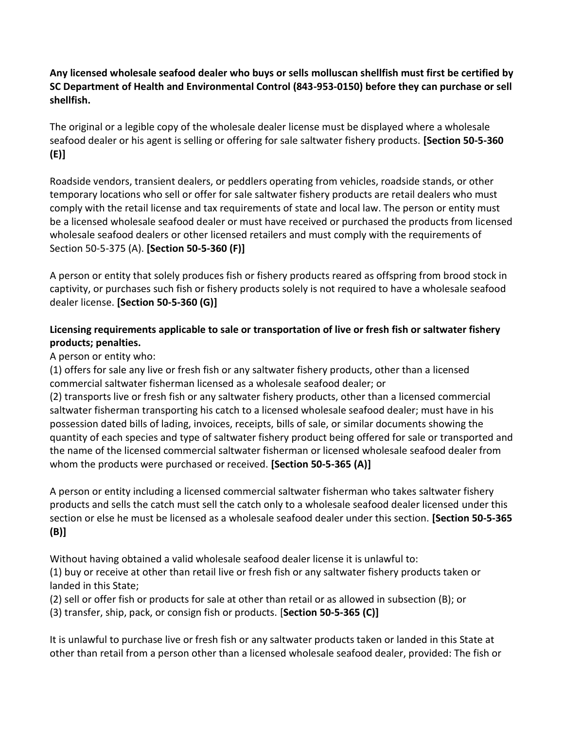**Any licensed wholesale seafood dealer who buys or sells molluscan shellfish must first be certified by SC Department of Health and Environmental Control (843-953-0150) before they can purchase or sell shellfish.**

The original or a legible copy of the wholesale dealer license must be displayed where a wholesale seafood dealer or his agent is selling or offering for sale saltwater fishery products. **[Section 50-5-360 (E)]**

Roadside vendors, transient dealers, or peddlers operating from vehicles, roadside stands, or other temporary locations who sell or offer for sale saltwater fishery products are retail dealers who must comply with the retail license and tax requirements of state and local law. The person or entity must be a licensed wholesale seafood dealer or must have received or purchased the products from licensed wholesale seafood dealers or other licensed retailers and must comply with the requirements of Section 50-5-375 (A). **[Section 50-5-360 (F)]**

A person or entity that solely produces fish or fishery products reared as offspring from brood stock in captivity, or purchases such fish or fishery products solely is not required to have a wholesale seafood dealer license. **[Section 50-5-360 (G)]**

**Licensing requirements applicable to sale or transportation of live or fresh fish or saltwater fishery products; penalties.**

A person or entity who:

(1) offers for sale any live or fresh fish or any saltwater fishery products, other than a licensed commercial saltwater fisherman licensed as a wholesale seafood dealer; or

(2) transports live or fresh fish or any saltwater fishery products, other than a licensed commercial saltwater fisherman transporting his catch to a licensed wholesale seafood dealer; must have in his possession dated bills of lading, invoices, receipts, bills of sale, or similar documents showing the quantity of each species and type of saltwater fishery product being offered for sale or transported and the name of the licensed commercial saltwater fisherman or licensed wholesale seafood dealer from whom the products were purchased or received. **[Section 50-5-365 (A)]**

A person or entity including a licensed commercial saltwater fisherman who takes saltwater fishery products and sells the catch must sell the catch only to a wholesale seafood dealer licensed under this section or else he must be licensed as a wholesale seafood dealer under this section. **[Section 50-5-365 (B)]**

Without having obtained a valid wholesale seafood dealer license it is unlawful to:

(1) buy or receive at other than retail live or fresh fish or any saltwater fishery products taken or landed in this State;

(2) sell or offer fish or products for sale at other than retail or as allowed in subsection (B); or

(3) transfer, ship, pack, or consign fish or products. [**Section 50-5-365 (C)]**

It is unlawful to purchase live or fresh fish or any saltwater products taken or landed in this State at other than retail from a person other than a licensed wholesale seafood dealer, provided: The fish or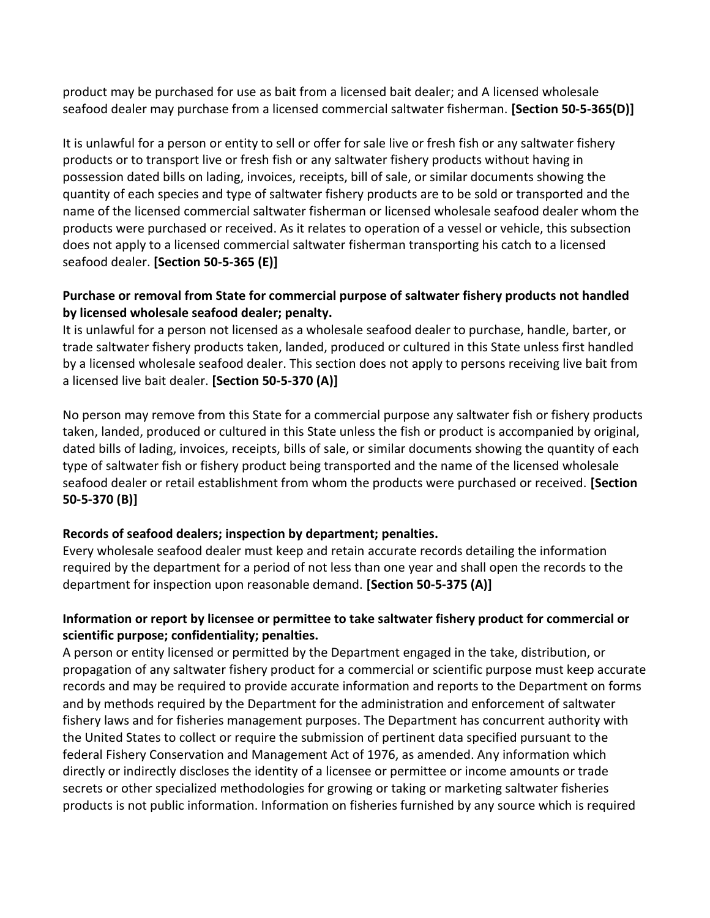product may be purchased for use as bait from a licensed bait dealer; and A licensed wholesale seafood dealer may purchase from a licensed commercial saltwater fisherman. **[Section 50-5-365(D)]**

It is unlawful for a person or entity to sell or offer for sale live or fresh fish or any saltwater fishery products or to transport live or fresh fish or any saltwater fishery products without having in possession dated bills on lading, invoices, receipts, bill of sale, or similar documents showing the quantity of each species and type of saltwater fishery products are to be sold or transported and the name of the licensed commercial saltwater fisherman or licensed wholesale seafood dealer whom the products were purchased or received. As it relates to operation of a vessel or vehicle, this subsection does not apply to a licensed commercial saltwater fisherman transporting his catch to a licensed seafood dealer. **[Section 50-5-365 (E)]**

**Purchase or removal from State for commercial purpose of saltwater fishery products not handled by licensed wholesale seafood dealer; penalty.**
It is unlawful for a person not licensed as a wholesale seafood dealer to purchase, handle, barter, or trade saltwater fishery products taken, landed, produced or cultured in this State unless first handled by a licensed wholesale seafood dealer. This section does not apply to persons receiving live bait from a licensed live bait dealer. **[Section 50-5-370 (A)]**

No person may remove from this State for a commercial purpose any saltwater fish or fishery products taken, landed, produced or cultured in this State unless the fish or product is accompanied by original, dated bills of lading, invoices, receipts, bills of sale, or similar documents showing the quantity of each type of saltwater fish or fishery product being transported and the name of the licensed wholesale seafood dealer or retail establishment from whom the products were purchased or received. **[Section 50-5-370 (B)]**

**Records of seafood dealers; inspection by department; penalties.**
Every wholesale seafood dealer must keep and retain accurate records detailing the information required by the department for a period of not less than one year and shall open the records to the department for inspection upon reasonable demand. **[Section 50-5-375 (A)]**

**Information or report by licensee or permittee to take saltwater fishery product for commercial or scientific purpose; confidentiality; penalties.**
A person or entity licensed or permitted by the Department engaged in the take, distribution, or propagation of any saltwater fishery product for a commercial or scientific purpose must keep accurate records and may be required to provide accurate information and reports to the Department on forms and by methods required by the Department for the administration and enforcement of saltwater fishery laws and for fisheries management purposes. The Department has concurrent authority with the United States to collect or require the submission of pertinent data specified pursuant to the federal Fishery Conservation and Management Act of 1976, as amended. Any information which directly or indirectly discloses the identity of a licensee or permittee or income amounts or trade secrets or other specialized methodologies for growing or taking or marketing saltwater fisheries products is not public information. Information on fisheries furnished by any source which is required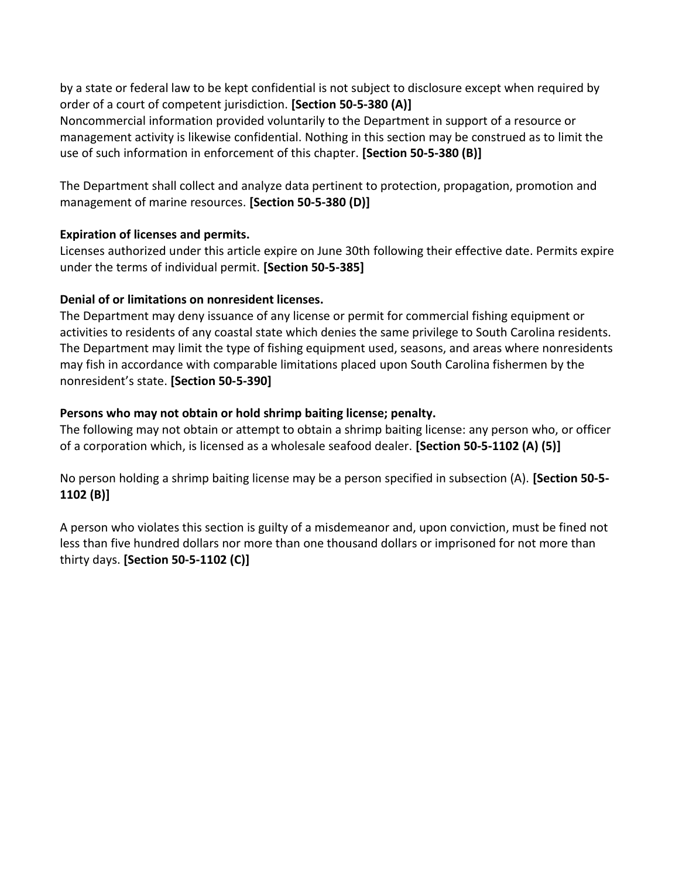by a state or federal law to be kept confidential is not subject to disclosure except when required by order of a court of competent jurisdiction. **[Section 50-5-380 (A)]**
Noncommercial information provided voluntarily to the Department in support of a resource or management activity is likewise confidential. Nothing in this section may be construed as to limit the use of such information in enforcement of this chapter. **[Section 50-5-380 (B)]**

The Department shall collect and analyze data pertinent to protection, propagation, promotion and management of marine resources. **[Section 50-5-380 (D)]**

**Expiration of licenses and permits.**
Licenses authorized under this article expire on June 30th following their effective date. Permits expire under the terms of individual permit. **[Section 50-5-385]**

**Denial of or limitations on nonresident licenses.**
The Department may deny issuance of any license or permit for commercial fishing equipment or activities to residents of any coastal state which denies the same privilege to South Carolina residents. The Department may limit the type of fishing equipment used, seasons, and areas where nonresidents may fish in accordance with comparable limitations placed upon South Carolina fishermen by the nonresident's state. **[Section 50-5-390]**

**Persons who may not obtain or hold shrimp baiting license; penalty.**
The following may not obtain or attempt to obtain a shrimp baiting license: any person who, or officer of a corporation which, is licensed as a wholesale seafood dealer. **[Section 50-5-1102 (A) (5)]**

No person holding a shrimp baiting license may be a person specified in subsection (A). **[Section 50-5-1102 (B)]**

A person who violates this section is guilty of a misdemeanor and, upon conviction, must be fined not less than five hundred dollars nor more than one thousand dollars or imprisoned for not more than thirty days. **[Section 50-5-1102 (C)]**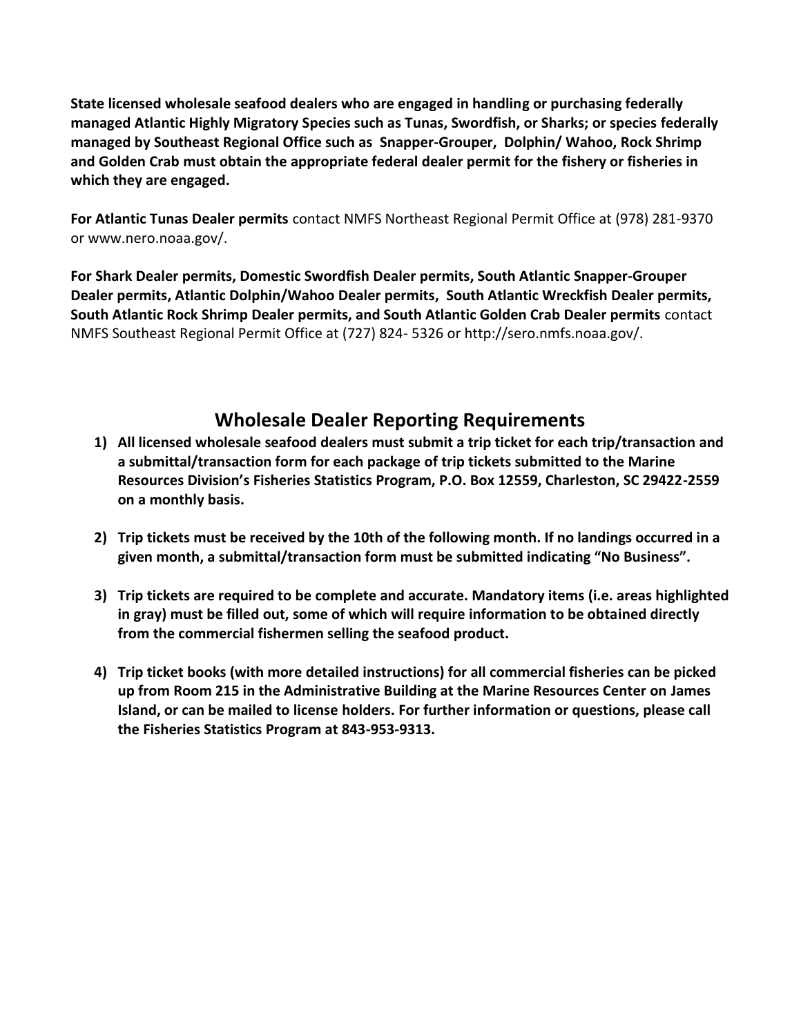**State licensed wholesale seafood dealers who are engaged in handling or purchasing federally managed Atlantic Highly Migratory Species such as Tunas, Swordfish, or Sharks; or species federally managed by Southeast Regional Office such as Snapper-Grouper, Dolphin/ Wahoo, Rock Shrimp and Golden Crab must obtain the appropriate federal dealer permit for the fishery or fisheries in which they are engaged.**

**For Atlantic Tunas Dealer permits** contact NMFS Northeast Regional Permit Office at (978) 281-9370 or www.nero.noaa.gov/.

**For Shark Dealer permits, Domestic Swordfish Dealer permits, South Atlantic Snapper-Grouper Dealer permits, Atlantic Dolphin/Wahoo Dealer permits, South Atlantic Wreckfish Dealer permits, South Atlantic Rock Shrimp Dealer permits, and South Atlantic Golden Crab Dealer permits** contact NMFS Southeast Regional Permit Office at (727) 824- 5326 or http://sero.nmfs.noaa.gov/.

## Wholesale Dealer Reporting Requirements

1) **All licensed wholesale seafood dealers must submit a trip ticket for each trip/transaction and a submittal/transaction form for each package of trip tickets submitted to the Marine Resources Division's Fisheries Statistics Program, P.O. Box 12559, Charleston, SC 29422-2559 on a monthly basis.**

2) **Trip tickets must be received by the 10th of the following month. If no landings occurred in a given month, a submittal/transaction form must be submitted indicating "No Business".**

3) **Trip tickets are required to be complete and accurate. Mandatory items (i.e. areas highlighted in gray) must be filled out, some of which will require information to be obtained directly from the commercial fishermen selling the seafood product.**

4) **Trip ticket books (with more detailed instructions) for all commercial fisheries can be picked up from Room 215 in the Administrative Building at the Marine Resources Center on James Island, or can be mailed to license holders. For further information or questions, please call the Fisheries Statistics Program at 843-953-9313.**